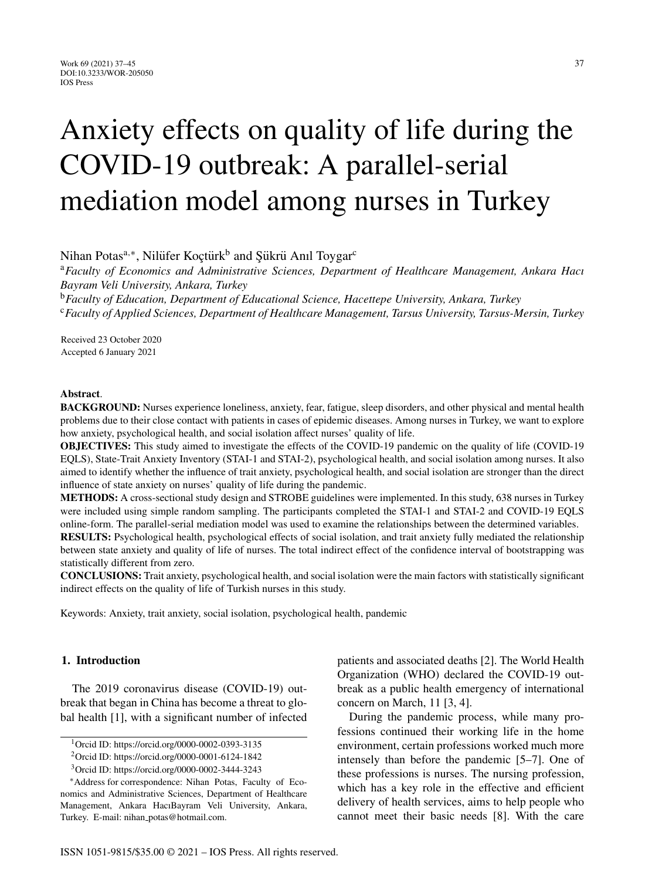# Anxiety effects on quality of life during the COVID-19 outbreak: A parallel-serial mediation model among nurses in Turkey

Nihan Potas[a,*], Nilüfer Koçtürk[b] and Şükrü Anıl Toygar[c]

[a]*Faculty of Economics and Administrative Sciences, Department of Healthcare Management, Ankara Hacı Bayram Veli University, Ankara, Turkey*

[b]*Faculty of Education, Department of Educational Science, Hacettepe University, Ankara, Turkey*

[c]*Faculty of Applied Sciences, Department of Healthcare Management, Tarsus University, Tarsus-Mersin, Turkey*

Received 23 October 2020
Accepted 6 January 2021

**Abstract.**

**BACKGROUND:** Nurses experience loneliness, anxiety, fear, fatigue, sleep disorders, and other physical and mental health problems due to their close contact with patients in cases of epidemic diseases. Among nurses in Turkey, we want to explore how anxiety, psychological health, and social isolation affect nurses' quality of life.

**OBJECTIVES:** This study aimed to investigate the effects of the COVID-19 pandemic on the quality of life (COVID-19 EQLS), State-Trait Anxiety Inventory (STAI-1 and STAI-2), psychological health, and social isolation among nurses. It also aimed to identify whether the influence of trait anxiety, psychological health, and social isolation are stronger than the direct influence of state anxiety on nurses' quality of life during the pandemic.

**METHODS:** A cross-sectional study design and STROBE guidelines were implemented. In this study, 638 nurses in Turkey were included using simple random sampling. The participants completed the STAI-1 and STAI-2 and COVID-19 EQLS online-form. The parallel-serial mediation model was used to examine the relationships between the determined variables.

**RESULTS:** Psychological health, psychological effects of social isolation, and trait anxiety fully mediated the relationship between state anxiety and quality of life of nurses. The total indirect effect of the confidence interval of bootstrapping was statistically different from zero.

**CONCLUSIONS:** Trait anxiety, psychological health, and social isolation were the main factors with statistically significant indirect effects on the quality of life of Turkish nurses in this study.

Keywords: Anxiety, trait anxiety, social isolation, psychological health, pandemic

## 1. Introduction

The 2019 coronavirus disease (COVID-19) outbreak that began in China has become a threat to global health [1], with a significant number of infected patients and associated deaths [2]. The World Health Organization (WHO) declared the COVID-19 outbreak as a public health emergency of international concern on March, 11 [3, 4].

During the pandemic process, while many professions continued their working life in the home environment, certain professions worked much more intensely than before the pandemic [5–7]. One of these professions is nurses. The nursing profession, which has a key role in the effective and efficient delivery of health services, aims to help people who cannot meet their basic needs [8]. With the care

---

[1]Orcid ID: https://orcid.org/0000-0002-0393-3135

[2]Orcid ID: https://orcid.org/0000-0001-6124-1842

[3]Orcid ID: https://orcid.org/0000-0002-3444-3243

[*]Address for correspondence: Nihan Potas, Faculty of Economics and Administrative Sciences, Department of Healthcare Management, Ankara HacıBayram Veli University, Ankara, Turkey. E-mail: nihan_potas@hotmail.com.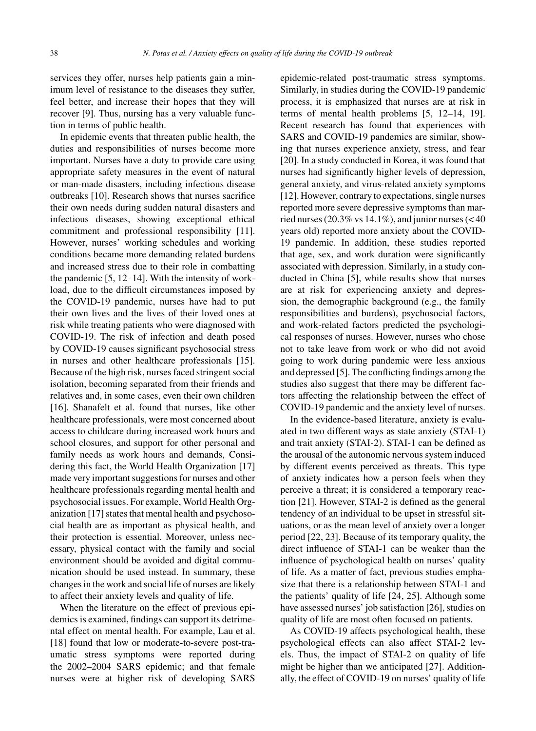services they offer, nurses help patients gain a minimum level of resistance to the diseases they suffer, feel better, and increase their hopes that they will recover [9]. Thus, nursing has a very valuable function in terms of public health.

In epidemic events that threaten public health, the duties and responsibilities of nurses become more important. Nurses have a duty to provide care using appropriate safety measures in the event of natural or man-made disasters, including infectious disease outbreaks [10]. Research shows that nurses sacrifice their own needs during sudden natural disasters and infectious diseases, showing exceptional ethical commitment and professional responsibility [11]. However, nurses' working schedules and working conditions became more demanding related burdens and increased stress due to their role in combatting the pandemic [5, 12–14]. With the intensity of workload, due to the difficult circumstances imposed by the COVID-19 pandemic, nurses have had to put their own lives and the lives of their loved ones at risk while treating patients who were diagnosed with COVID-19. The risk of infection and death posed by COVID-19 causes significant psychosocial stress in nurses and other healthcare professionals [15]. Because of the high risk, nurses faced stringent social isolation, becoming separated from their friends and relatives and, in some cases, even their own children [16]. Shanafelt et al. found that nurses, like other healthcare professionals, were most concerned about access to childcare during increased work hours and school closures, and support for other personal and family needs as work hours and demands, Considering this fact, the World Health Organization [17] made very important suggestions for nurses and other healthcare professionals regarding mental health and psychosocial issues. For example, World Health Organization [17] states that mental health and psychosocial health are as important as physical health, and their protection is essential. Moreover, unless necessary, physical contact with the family and social environment should be avoided and digital communication should be used instead. In summary, these changes in the work and social life of nurses are likely to affect their anxiety levels and quality of life.

When the literature on the effect of previous epidemics is examined, findings can support its detrimental effect on mental health. For example, Lau et al. [18] found that low or moderate-to-severe post-traumatic stress symptoms were reported during the 2002–2004 SARS epidemic; and that female nurses were at higher risk of developing SARS epidemic-related post-traumatic stress symptoms. Similarly, in studies during the COVID-19 pandemic process, it is emphasized that nurses are at risk in terms of mental health problems [5, 12–14, 19]. Recent research has found that experiences with SARS and COVID-19 pandemics are similar, showing that nurses experience anxiety, stress, and fear [20]. In a study conducted in Korea, it was found that nurses had significantly higher levels of depression, general anxiety, and virus-related anxiety symptoms [12]. However, contrary to expectations, single nurses reported more severe depressive symptoms than married nurses (20.3% vs 14.1%), and junior nurses (< 40 years old) reported more anxiety about the COVID-19 pandemic. In addition, these studies reported that age, sex, and work duration were significantly associated with depression. Similarly, in a study conducted in China [5], while results show that nurses are at risk for experiencing anxiety and depression, the demographic background (e.g., the family responsibilities and burdens), psychosocial factors, and work-related factors predicted the psychological responses of nurses. However, nurses who chose not to take leave from work or who did not avoid going to work during pandemic were less anxious and depressed [5]. The conflicting findings among the studies also suggest that there may be different factors affecting the relationship between the effect of COVID-19 pandemic and the anxiety level of nurses.

In the evidence-based literature, anxiety is evaluated in two different ways as state anxiety (STAI-1) and trait anxiety (STAI-2). STAI-1 can be defined as the arousal of the autonomic nervous system induced by different events perceived as threats. This type of anxiety indicates how a person feels when they perceive a threat; it is considered a temporary reaction [21]. However, STAI-2 is defined as the general tendency of an individual to be upset in stressful situations, or as the mean level of anxiety over a longer period [22, 23]. Because of its temporary quality, the direct influence of STAI-1 can be weaker than the influence of psychological health on nurses' quality of life. As a matter of fact, previous studies emphasize that there is a relationship between STAI-1 and the patients' quality of life [24, 25]. Although some have assessed nurses' job satisfaction [26], studies on quality of life are most often focused on patients.

As COVID-19 affects psychological health, these psychological effects can also affect STAI-2 levels. Thus, the impact of STAI-2 on quality of life might be higher than we anticipated [27]. Additionally, the effect of COVID-19 on nurses' quality of life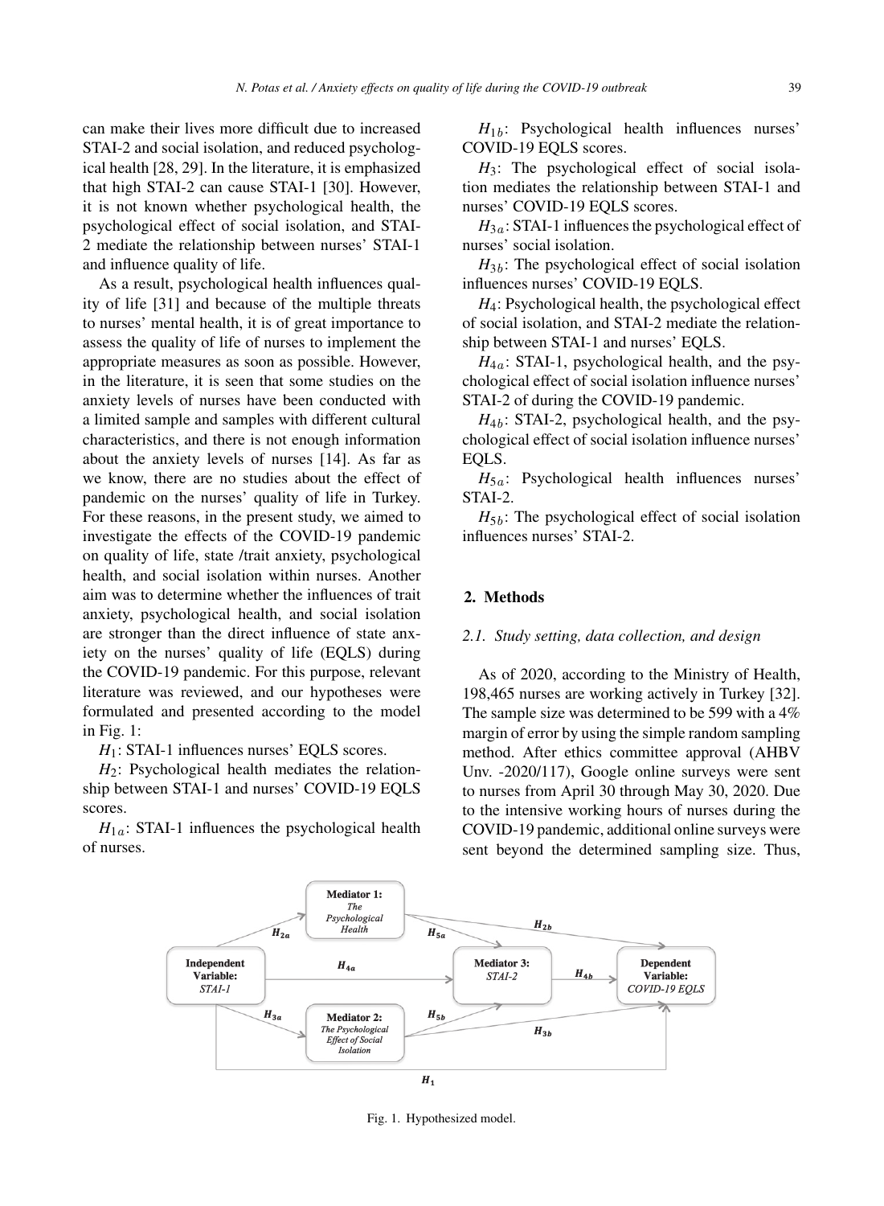can make their lives more difficult due to increased STAI-2 and social isolation, and reduced psychological health [28, 29]. In the literature, it is emphasized that high STAI-2 can cause STAI-1 [30]. However, it is not known whether psychological health, the psychological effect of social isolation, and STAI-2 mediate the relationship between nurses' STAI-1 and influence quality of life.

As a result, psychological health influences quality of life [31] and because of the multiple threats to nurses' mental health, it is of great importance to assess the quality of life of nurses to implement the appropriate measures as soon as possible. However, in the literature, it is seen that some studies on the anxiety levels of nurses have been conducted with a limited sample and samples with different cultural characteristics, and there is not enough information about the anxiety levels of nurses [14]. As far as we know, there are no studies about the effect of pandemic on the nurses' quality of life in Turkey. For these reasons, in the present study, we aimed to investigate the effects of the COVID-19 pandemic on quality of life, state /trait anxiety, psychological health, and social isolation within nurses. Another aim was to determine whether the influences of trait anxiety, psychological health, and social isolation are stronger than the direct influence of state anxiety on the nurses' quality of life (EQLS) during the COVID-19 pandemic. For this purpose, relevant literature was reviewed, and our hypotheses were formulated and presented according to the model in Fig. 1:

$H_1$: STAI-1 influences nurses' EQLS scores.

$H_2$: Psychological health mediates the relationship between STAI-1 and nurses' COVID-19 EQLS scores.

$H_{1a}$: STAI-1 influences the psychological health of nurses.

$H_{1b}$: Psychological health influences nurses' COVID-19 EQLS scores.

$H_3$: The psychological effect of social isolation mediates the relationship between STAI-1 and nurses' COVID-19 EQLS scores.

$H_{3a}$: STAI-1 influences the psychological effect of nurses' social isolation.

$H_{3b}$: The psychological effect of social isolation influences nurses' COVID-19 EQLS.

$H_4$: Psychological health, the psychological effect of social isolation, and STAI-2 mediate the relationship between STAI-1 and nurses' EQLS.

$H_{4a}$: STAI-1, psychological health, and the psychological effect of social isolation influence nurses' STAI-2 of during the COVID-19 pandemic.

$H_{4b}$: STAI-2, psychological health, and the psychological effect of social isolation influence nurses' EQLS.

$H_{5a}$: Psychological health influences nurses' STAI-2.

$H_{5b}$: The psychological effect of social isolation influences nurses' STAI-2.

## 2. Methods

### 2.1. Study setting, data collection, and design

As of 2020, according to the Ministry of Health, 198,465 nurses are working actively in Turkey [32]. The sample size was determined to be 599 with a 4% margin of error by using the simple random sampling method. After ethics committee approval (AHBV Unv. -2020/117), Google online surveys were sent to nurses from April 30 through May 30, 2020. Due to the intensive working hours of nurses during the COVID-19 pandemic, additional online surveys were sent beyond the determined sampling size. Thus,

Independent Variable: STAI-1 — $H_{2a}$ → Mediator 1: The Psychological Health — $H_{5a}$ → Mediator 3: STAI-2; Mediator 1 — $H_{2b}$ → Dependent Variable: COVID-19 EQLS

Independent Variable: STAI-1 — $H_{4a}$ → Mediator 3: STAI-2 — $H_{4b}$ → Dependent Variable: COVID-19 EQLS

Independent Variable: STAI-1 — $H_{3a}$ → Mediator 2: The Psychological Effect of Social Isolation — $H_{5b}$ → Mediator 3: STAI-2; Mediator 2 — $H_{3b}$ → Dependent Variable: COVID-19 EQLS

Independent Variable: STAI-1 — $H_1$ → Dependent Variable: COVID-19 EQLS

Fig. 1. Hypothesized model.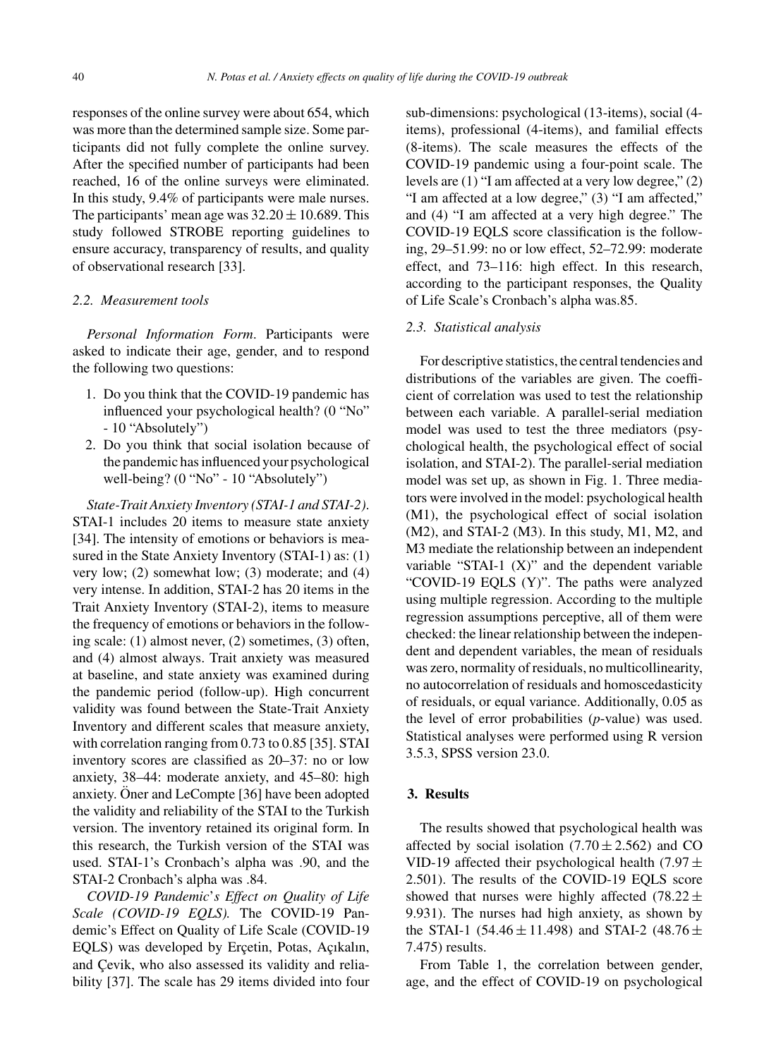responses of the online survey were about 654, which was more than the determined sample size. Some participants did not fully complete the online survey. After the specified number of participants had been reached, 16 of the online surveys were eliminated. In this study, 9.4% of participants were male nurses. The participants' mean age was $32.20 \pm 10.689$. This study followed STROBE reporting guidelines to ensure accuracy, transparency of results, and quality of observational research [33].

### *2.2. Measurement tools*

*Personal Information Form*. Participants were asked to indicate their age, gender, and to respond the following two questions:

1. Do you think that the COVID-19 pandemic has influenced your psychological health? (0 "No" - 10 "Absolutely")
2. Do you think that social isolation because of the pandemic has influenced your psychological well-being? (0 "No" - 10 "Absolutely")

*State-Trait Anxiety Inventory (STAI-1 and STAI-2)*. STAI-1 includes 20 items to measure state anxiety [34]. The intensity of emotions or behaviors is measured in the State Anxiety Inventory (STAI-1) as: (1) very low; (2) somewhat low; (3) moderate; and (4) very intense. In addition, STAI-2 has 20 items in the Trait Anxiety Inventory (STAI-2), items to measure the frequency of emotions or behaviors in the following scale: (1) almost never, (2) sometimes, (3) often, and (4) almost always. Trait anxiety was measured at baseline, and state anxiety was examined during the pandemic period (follow-up). High concurrent validity was found between the State-Trait Anxiety Inventory and different scales that measure anxiety, with correlation ranging from 0.73 to 0.85 [35]. STAI inventory scores are classified as 20–37: no or low anxiety, 38–44: moderate anxiety, and 45–80: high anxiety. Öner and LeCompte [36] have been adopted the validity and reliability of the STAI to the Turkish version. The inventory retained its original form. In this research, the Turkish version of the STAI was used. STAI-1's Cronbach's alpha was .90, and the STAI-2 Cronbach's alpha was .84.

*COVID-19 Pandemic's Effect on Quality of Life Scale (COVID-19 EQLS).* The COVID-19 Pandemic's Effect on Quality of Life Scale (COVID-19 EQLS) was developed by Erçetin, Potas, Açıkalın, and Çevik, who also assessed its validity and reliability [37]. The scale has 29 items divided into four sub-dimensions: psychological (13-items), social (4-items), professional (4-items), and familial effects (8-items). The scale measures the effects of the COVID-19 pandemic using a four-point scale. The levels are (1) "I am affected at a very low degree," (2) "I am affected at a low degree," (3) "I am affected," and (4) "I am affected at a very high degree." The COVID-19 EQLS score classification is the following, 29–51.99: no or low effect, 52–72.99: moderate effect, and 73–116: high effect. In this research, according to the participant responses, the Quality of Life Scale's Cronbach's alpha was.85.

### *2.3. Statistical analysis*

For descriptive statistics, the central tendencies and distributions of the variables are given. The coefficient of correlation was used to test the relationship between each variable. A parallel-serial mediation model was used to test the three mediators (psychological health, the psychological effect of social isolation, and STAI-2). The parallel-serial mediation model was set up, as shown in Fig. 1. Three mediators were involved in the model: psychological health (M1), the psychological effect of social isolation (M2), and STAI-2 (M3). In this study, M1, M2, and M3 mediate the relationship between an independent variable "STAI-1 (X)" and the dependent variable "COVID-19 EQLS (Y)". The paths were analyzed using multiple regression. According to the multiple regression assumptions perceptive, all of them were checked: the linear relationship between the independent and dependent variables, the mean of residuals was zero, normality of residuals, no multicollinearity, no autocorrelation of residuals and homoscedasticity of residuals, or equal variance. Additionally, 0.05 as the level of error probabilities (*p*-value) was used. Statistical analyses were performed using R version 3.5.3, SPSS version 23.0.

## 3. Results

The results showed that psychological health was affected by social isolation ($7.70 \pm 2.562$) and COVID-19 affected their psychological health ($7.97 \pm 2.501$). The results of the COVID-19 EQLS score showed that nurses were highly affected ($78.22 \pm 9.931$). The nurses had high anxiety, as shown by the STAI-1 ($54.46 \pm 11.498$) and STAI-2 ($48.76 \pm 7.475$) results.

From Table 1, the correlation between gender, age, and the effect of COVID-19 on psychological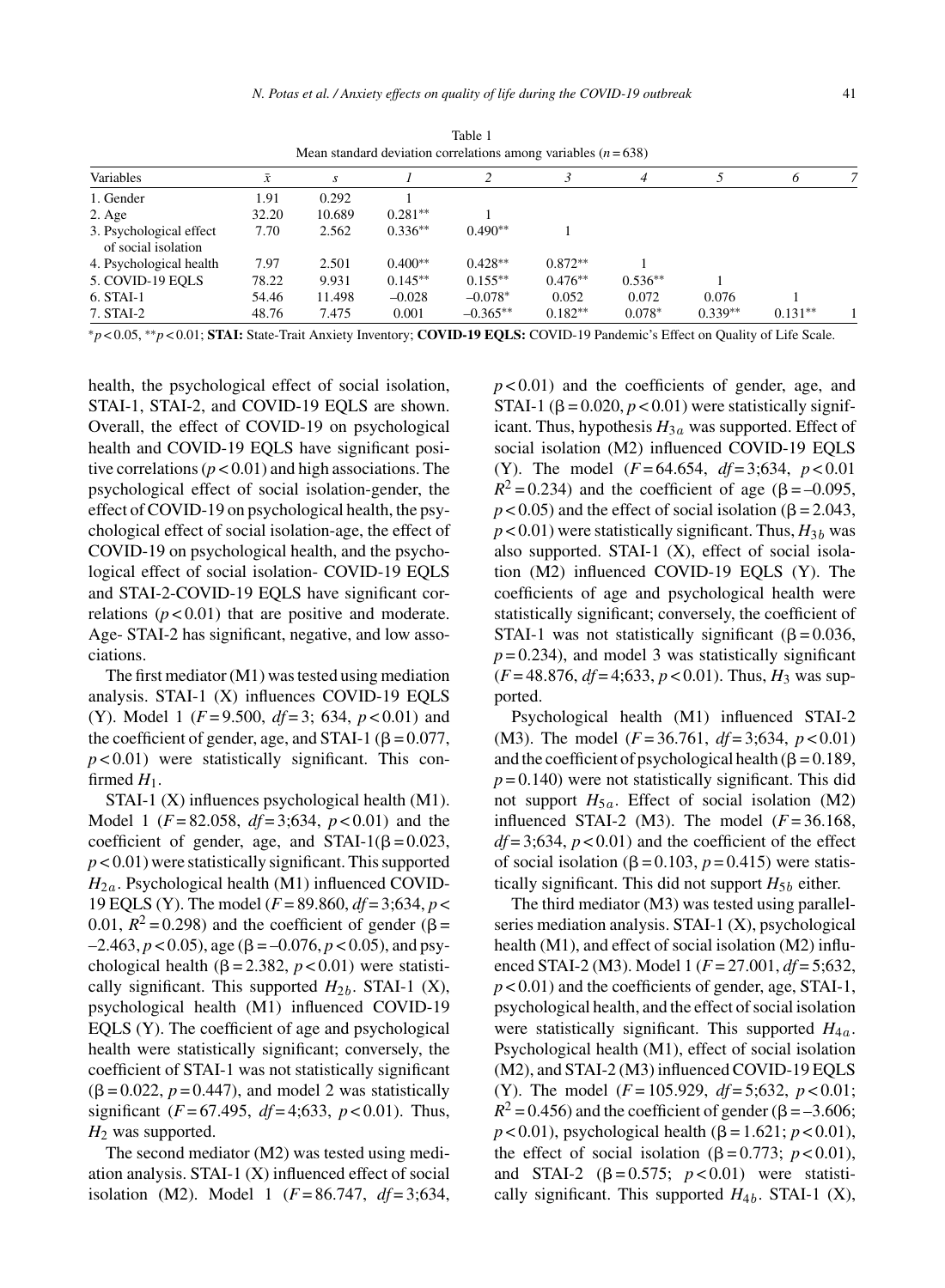Table 1
Mean standard deviation correlations among variables ($n = 638$)

| Variables | $\bar{x}$ | $s$ | *1* | *2* | *3* | *4* | *5* | *6* | *7* |
|---|---|---|---|---|---|---|---|---|---|
| 1. Gender | 1.91 | 0.292 | 1 | | | | | | |
| 2. Age | 32.20 | 10.689 | 0.281** | 1 | | | | | |
| 3. Psychological effect of social isolation | 7.70 | 2.562 | 0.336** | 0.490** | 1 | | | | |
| 4. Psychological health | 7.97 | 2.501 | 0.400** | 0.428** | 0.872** | 1 | | | |
| 5. COVID-19 EQLS | 78.22 | 9.931 | 0.145** | 0.155** | 0.476** | 0.536** | 1 | | |
| 6. STAI-1 | 54.46 | 11.498 | –0.028 | –0.078* | 0.052 | 0.072 | 0.076 | 1 | |
| 7. STAI-2 | 48.76 | 7.475 | 0.001 | –0.365** | 0.182** | 0.078* | 0.339** | 0.131** | 1 |

*$p < 0.05$, **$p < 0.01$; **STAI:** State-Trait Anxiety Inventory; **COVID-19 EQLS:** COVID-19 Pandemic's Effect on Quality of Life Scale.

health, the psychological effect of social isolation, STAI-1, STAI-2, and COVID-19 EQLS are shown. Overall, the effect of COVID-19 on psychological health and COVID-19 EQLS have significant positive correlations ($p < 0.01$) and high associations. The psychological effect of social isolation-gender, the effect of COVID-19 on psychological health, the psychological effect of social isolation-age, the effect of COVID-19 on psychological health, and the psychological effect of social isolation- COVID-19 EQLS and STAI-2-COVID-19 EQLS have significant correlations ($p < 0.01$) that are positive and moderate. Age- STAI-2 has significant, negative, and low associations.

The first mediator (M1) was tested using mediation analysis. STAI-1 (X) influences COVID-19 EQLS (Y). Model 1 ($F = 9.500$, $df = 3$; 634, $p < 0.01$) and the coefficient of gender, age, and STAI-1 ($\beta = 0.077$, $p < 0.01$) were statistically significant. This confirmed $H_1$.

STAI-1 (X) influences psychological health (M1). Model 1 ($F = 82.058$, $df = 3$;634, $p < 0.01$) and the coefficient of gender, age, and STAI-1($\beta = 0.023$, $p < 0.01$) were statistically significant. This supported $H_{2a}$. Psychological health (M1) influenced COVID-19 EQLS (Y). The model ($F = 89.860$, $df = 3$;634, $p <$ 0.01, $R^2 = 0.298$) and the coefficient of gender ($\beta =$ $-2.463$, $p < 0.05$), age ($\beta = -0.076$, $p < 0.05$), and psychological health ($\beta = 2.382$, $p < 0.01$) were statistically significant. This supported $H_{2b}$. STAI-1 (X), psychological health (M1) influenced COVID-19 EQLS (Y). The coefficient of age and psychological health were statistically significant; conversely, the coefficient of STAI-1 was not statistically significant ($\beta = 0.022$, $p = 0.447$), and model 2 was statistically significant ($F = 67.495$, $df = 4$;633, $p < 0.01$). Thus, $H_2$ was supported.

The second mediator (M2) was tested using mediation analysis. STAI-1 (X) influenced effect of social isolation (M2). Model 1 ($F = 86.747$, $df = 3$;634, $p < 0.01$) and the coefficients of gender, age, and STAI-1 ($\beta = 0.020$, $p < 0.01$) were statistically significant. Thus, hypothesis $H_{3a}$ was supported. Effect of social isolation (M2) influenced COVID-19 EQLS (Y). The model ($F = 64.654$, $df = 3$;634, $p < 0.01$ $R^2 = 0.234$) and the coefficient of age ($\beta = -0.095$, $p < 0.05$) and the effect of social isolation ($\beta = 2.043$, $p < 0.01$) were statistically significant. Thus, $H_{3b}$ was also supported. STAI-1 (X), effect of social isolation (M2) influenced COVID-19 EQLS (Y). The coefficients of age and psychological health were statistically significant; conversely, the coefficient of STAI-1 was not statistically significant ($\beta = 0.036$, $p = 0.234$), and model 3 was statistically significant ($F = 48.876$, $df = 4$;633, $p < 0.01$). Thus, $H_3$ was supported.

Psychological health (M1) influenced STAI-2 (M3). The model ($F = 36.761$, $df = 3$;634, $p < 0.01$) and the coefficient of psychological health ($\beta = 0.189$, $p = 0.140$) were not statistically significant. This did not support $H_{5a}$. Effect of social isolation (M2) influenced STAI-2 (M3). The model ($F = 36.168$, $df = 3$;634, $p < 0.01$) and the coefficient of the effect of social isolation ($\beta = 0.103$, $p = 0.415$) were statistically significant. This did not support $H_{5b}$ either.

The third mediator (M3) was tested using parallel-series mediation analysis. STAI-1 (X), psychological health (M1), and effect of social isolation (M2) influenced STAI-2 (M3). Model 1 ($F = 27.001$, $df = 5$;632, $p < 0.01$) and the coefficients of gender, age, STAI-1, psychological health, and the effect of social isolation were statistically significant. This supported $H_{4a}$. Psychological health (M1), effect of social isolation (M2), and STAI-2 (M3) influenced COVID-19 EQLS (Y). The model ($F = 105.929$, $df = 5$;632, $p < 0.01$; $R^2 = 0.456$) and the coefficient of gender ($\beta = -3.606$; $p < 0.01$), psychological health ($\beta = 1.621$; $p < 0.01$), the effect of social isolation ($\beta = 0.773$; $p < 0.01$), and STAI-2 ($\beta = 0.575$; $p < 0.01$) were statistically significant. This supported $H_{4b}$. STAI-1 (X),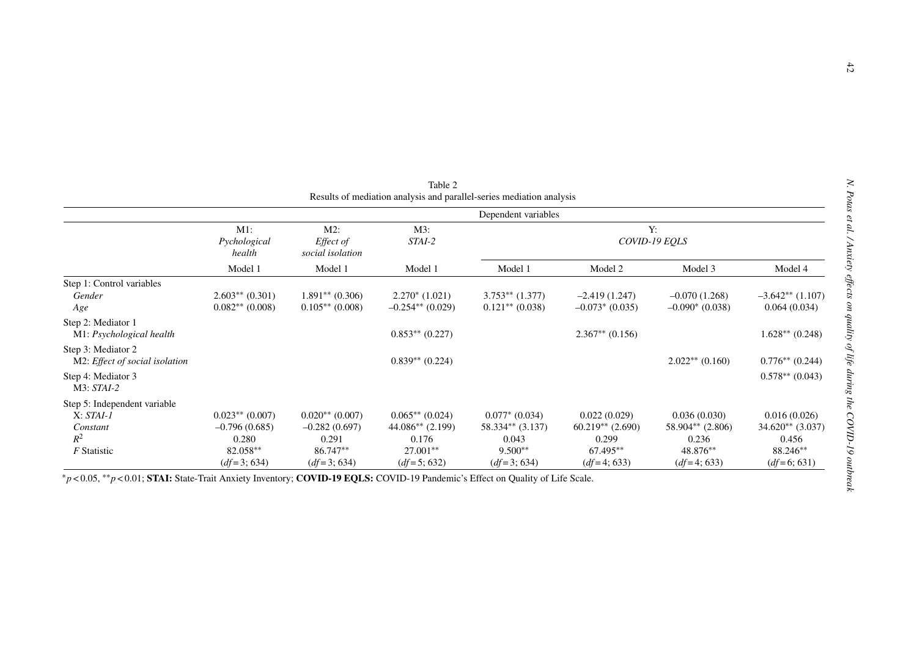Table 2
Results of mediation analysis and parallel-series mediation analysis

| | Dependent variables | | | | | | |
|---|---|---|---|---|---|---|---|
| | M1: *Pychological health* | M2: *Effect of social isolation* | M3: *STAI-2* | Y: *COVID-19 EQLS* | | | |
| | Model 1 | Model 1 | Model 1 | Model 1 | Model 2 | Model 3 | Model 4 |
| Step 1: Control variables | | | | | | | |
| *Gender* | 2.603** (0.301) | 1.891** (0.306) | 2.270* (1.021) | 3.753** (1.377) | –2.419 (1.247) | –0.070 (1.268) | –3.642** (1.107) |
| *Age* | 0.082** (0.008) | 0.105** (0.008) | –0.254** (0.029) | 0.121** (0.038) | –0.073* (0.035) | –0.090* (0.038) | 0.064 (0.034) |
| Step 2: Mediator 1 | | | | | | | |
| M1: *Psychological health* | | | 0.853** (0.227) | | 2.367** (0.156) | | 1.628** (0.248) |
| Step 3: Mediator 2 | | | | | | | |
| M2: *Effect of social isolation* | | | 0.839** (0.224) | | | 2.022** (0.160) | 0.776** (0.244) |
| Step 4: Mediator 3 | | | | | | | |
| M3: *STAI-2* | | | | | | | 0.578** (0.043) |
| Step 5: Independent variable | | | | | | | |
| X: *STAI-1* | 0.023** (0.007) | 0.020** (0.007) | 0.065** (0.024) | 0.077* (0.034) | 0.022 (0.029) | 0.036 (0.030) | 0.016 (0.026) |
| *Constant* | –0.796 (0.685) | –0.282 (0.697) | 44.086** (2.199) | 58.334** (3.137) | 60.219** (2.690) | 58.904** (2.806) | 34.620** (3.037) |
| $R^2$ | 0.280 | 0.291 | 0.176 | 0.043 | 0.299 | 0.236 | 0.456 |
| *F* Statistic | 82.058** ($df = 3; 634$) | 86.747** ($df = 3; 634$) | 27.001** ($df = 5; 632$) | 9.500** ($df = 3; 634$) | 67.495** ($df = 4; 633$) | 48.876** ($df = 4; 633$) | 88.246** ($df = 6; 631$) |

$^{*}p < 0.05$, $^{**}p < 0.01$; **STAI:** State-Trait Anxiety Inventory; **COVID-19 EQLS:** COVID-19 Pandemic's Effect on Quality of Life Scale.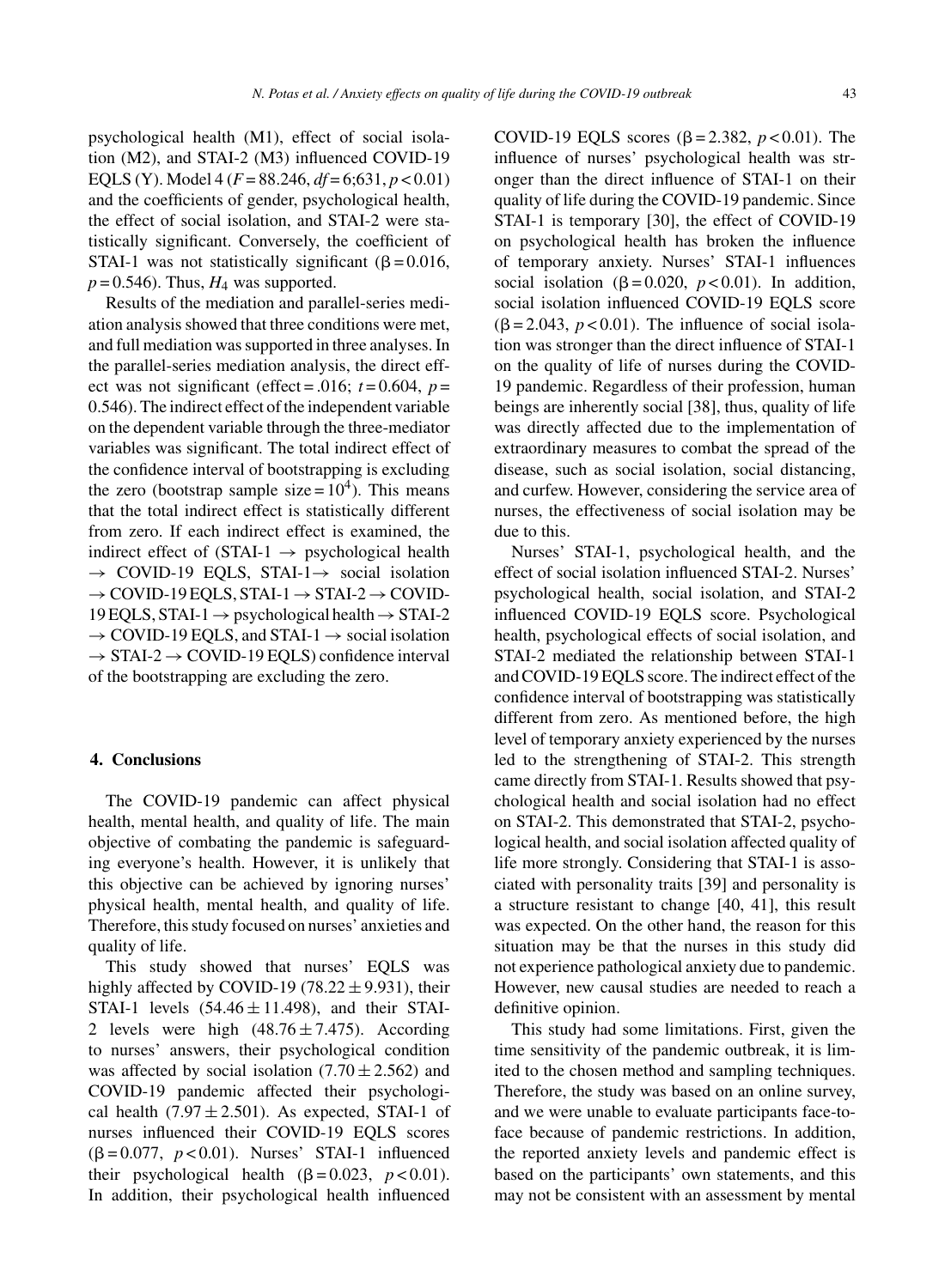psychological health (M1), effect of social isolation (M2), and STAI-2 (M3) influenced COVID-19 EQLS (Y). Model 4 ($F = 88.246$, $df = 6;631$, $p < 0.01$) and the coefficients of gender, psychological health, the effect of social isolation, and STAI-2 were statistically significant. Conversely, the coefficient of STAI-1 was not statistically significant ($\beta = 0.016$, $p = 0.546$). Thus, $H_4$ was supported.

Results of the mediation and parallel-series mediation analysis showed that three conditions were met, and full mediation was supported in three analyses. In the parallel-series mediation analysis, the direct effect was not significant (effect = .016; $t = 0.604$, $p = 0.546$). The indirect effect of the independent variable on the dependent variable through the three-mediator variables was significant. The total indirect effect of the confidence interval of bootstrapping is excluding the zero (bootstrap sample size = $10^4$). This means that the total indirect effect is statistically different from zero. If each indirect effect is examined, the indirect effect of (STAI-1 → psychological health → COVID-19 EQLS, STAI-1→ social isolation → COVID-19 EQLS, STAI-1 → STAI-2 → COVID-19 EQLS, STAI-1 → psychological health → STAI-2 → COVID-19 EQLS, and STAI-1 → social isolation → STAI-2 → COVID-19 EQLS) confidence interval of the bootstrapping are excluding the zero.

## 4. Conclusions

The COVID-19 pandemic can affect physical health, mental health, and quality of life. The main objective of combating the pandemic is safeguarding everyone's health. However, it is unlikely that this objective can be achieved by ignoring nurses' physical health, mental health, and quality of life. Therefore, this study focused on nurses' anxieties and quality of life.

This study showed that nurses' EQLS was highly affected by COVID-19 ($78.22 \pm 9.931$), their STAI-1 levels ($54.46 \pm 11.498$), and their STAI-2 levels were high ($48.76 \pm 7.475$). According to nurses' answers, their psychological condition was affected by social isolation ($7.70 \pm 2.562$) and COVID-19 pandemic affected their psychological health ($7.97 \pm 2.501$). As expected, STAI-1 of nurses influenced their COVID-19 EQLS scores ($\beta = 0.077$, $p < 0.01$). Nurses' STAI-1 influenced their psychological health ($\beta = 0.023$, $p < 0.01$). In addition, their psychological health influenced COVID-19 EQLS scores ($\beta = 2.382$, $p < 0.01$). The influence of nurses' psychological health was stronger than the direct influence of STAI-1 on their quality of life during the COVID-19 pandemic. Since STAI-1 is temporary [30], the effect of COVID-19 on psychological health has broken the influence of temporary anxiety. Nurses' STAI-1 influences social isolation ($\beta = 0.020$, $p < 0.01$). In addition, social isolation influenced COVID-19 EQLS score ($\beta = 2.043$, $p < 0.01$). The influence of social isolation was stronger than the direct influence of STAI-1 on the quality of life of nurses during the COVID-19 pandemic. Regardless of their profession, human beings are inherently social [38], thus, quality of life was directly affected due to the implementation of extraordinary measures to combat the spread of the disease, such as social isolation, social distancing, and curfew. However, considering the service area of nurses, the effectiveness of social isolation may be due to this.

Nurses' STAI-1, psychological health, and the effect of social isolation influenced STAI-2. Nurses' psychological health, social isolation, and STAI-2 influenced COVID-19 EQLS score. Psychological health, psychological effects of social isolation, and STAI-2 mediated the relationship between STAI-1 and COVID-19 EQLS score. The indirect effect of the confidence interval of bootstrapping was statistically different from zero. As mentioned before, the high level of temporary anxiety experienced by the nurses led to the strengthening of STAI-2. This strength came directly from STAI-1. Results showed that psychological health and social isolation had no effect on STAI-2. This demonstrated that STAI-2, psychological health, and social isolation affected quality of life more strongly. Considering that STAI-1 is associated with personality traits [39] and personality is a structure resistant to change [40, 41], this result was expected. On the other hand, the reason for this situation may be that the nurses in this study did not experience pathological anxiety due to pandemic. However, new causal studies are needed to reach a definitive opinion.

This study had some limitations. First, given the time sensitivity of the pandemic outbreak, it is limited to the chosen method and sampling techniques. Therefore, the study was based on an online survey, and we were unable to evaluate participants face-to-face because of pandemic restrictions. In addition, the reported anxiety levels and pandemic effect is based on the participants' own statements, and this may not be consistent with an assessment by mental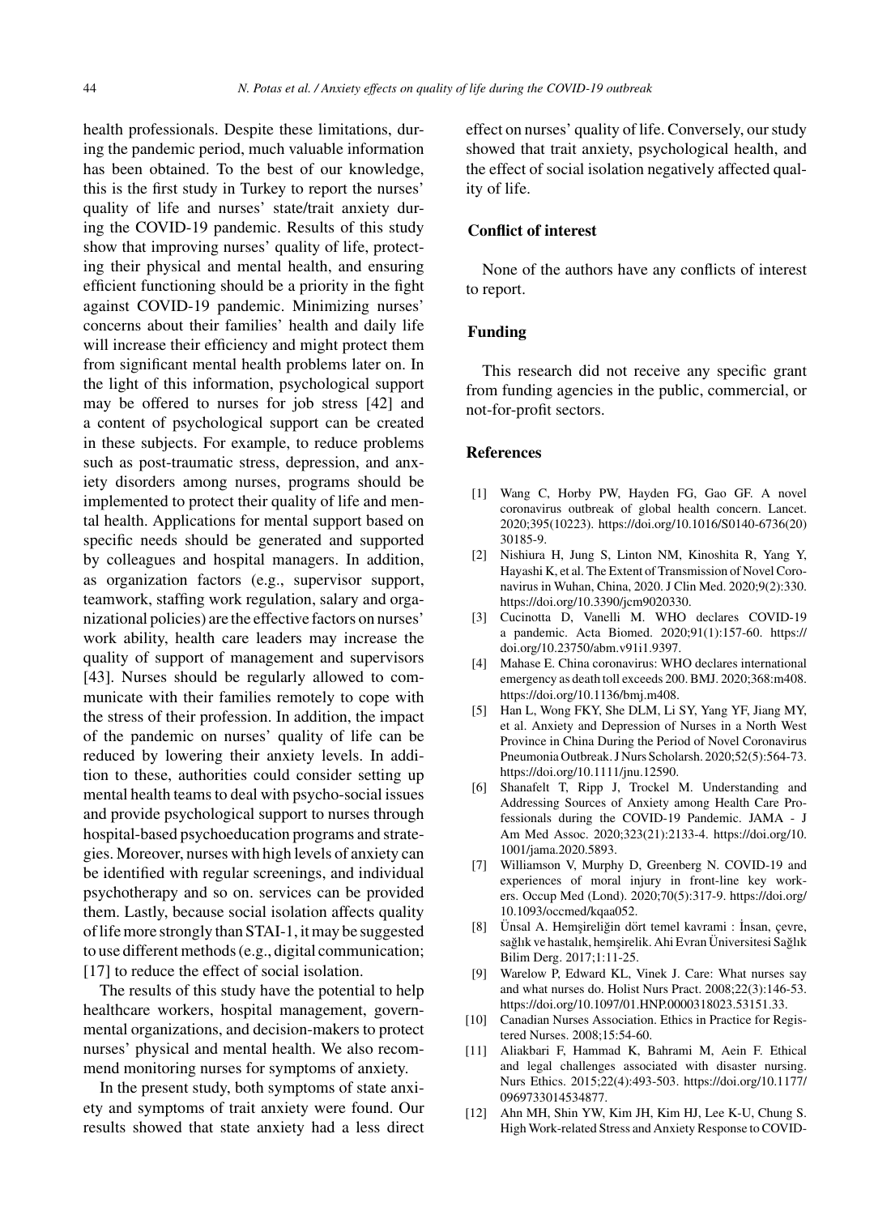health professionals. Despite these limitations, during the pandemic period, much valuable information has been obtained. To the best of our knowledge, this is the first study in Turkey to report the nurses' quality of life and nurses' state/trait anxiety during the COVID-19 pandemic. Results of this study show that improving nurses' quality of life, protecting their physical and mental health, and ensuring efficient functioning should be a priority in the fight against COVID-19 pandemic. Minimizing nurses' concerns about their families' health and daily life will increase their efficiency and might protect them from significant mental health problems later on. In the light of this information, psychological support may be offered to nurses for job stress [42] and a content of psychological support can be created in these subjects. For example, to reduce problems such as post-traumatic stress, depression, and anxiety disorders among nurses, programs should be implemented to protect their quality of life and mental health. Applications for mental support based on specific needs should be generated and supported by colleagues and hospital managers. In addition, as organization factors (e.g., supervisor support, teamwork, staffing work regulation, salary and organizational policies) are the effective factors on nurses' work ability, health care leaders may increase the quality of support of management and supervisors [43]. Nurses should be regularly allowed to communicate with their families remotely to cope with the stress of their profession. In addition, the impact of the pandemic on nurses' quality of life can be reduced by lowering their anxiety levels. In addition to these, authorities could consider setting up mental health teams to deal with psycho-social issues and provide psychological support to nurses through hospital-based psychoeducation programs and strategies. Moreover, nurses with high levels of anxiety can be identified with regular screenings, and individual psychotherapy and so on. services can be provided them. Lastly, because social isolation affects quality of life more strongly than STAI-1, it may be suggested to use different methods (e.g., digital communication; [17] to reduce the effect of social isolation.

The results of this study have the potential to help healthcare workers, hospital management, governmental organizations, and decision-makers to protect nurses' physical and mental health. We also recommend monitoring nurses for symptoms of anxiety.

In the present study, both symptoms of state anxiety and symptoms of trait anxiety were found. Our results showed that state anxiety had a less direct effect on nurses' quality of life. Conversely, our study showed that trait anxiety, psychological health, and the effect of social isolation negatively affected quality of life.

## Conflict of interest

None of the authors have any conflicts of interest to report.

## Funding

This research did not receive any specific grant from funding agencies in the public, commercial, or not-for-profit sectors.

## References

[1] Wang C, Horby PW, Hayden FG, Gao GF. A novel coronavirus outbreak of global health concern. Lancet. 2020;395(10223). https://doi.org/10.1016/S0140-6736(20)30185-9.

[2] Nishiura H, Jung S, Linton NM, Kinoshita R, Yang Y, Hayashi K, et al. The Extent of Transmission of Novel Coronavirus in Wuhan, China, 2020. J Clin Med. 2020;9(2):330. https://doi.org/10.3390/jcm9020330.

[3] Cucinotta D, Vanelli M. WHO declares COVID-19 a pandemic. Acta Biomed. 2020;91(1):157-60. https://doi.org/10.23750/abm.v91i1.9397.

[4] Mahase E. China coronavirus: WHO declares international emergency as death toll exceeds 200. BMJ. 2020;368:m408. https://doi.org/10.1136/bmj.m408.

[5] Han L, Wong FKY, She DLM, Li SY, Yang YF, Jiang MY, et al. Anxiety and Depression of Nurses in a North West Province in China During the Period of Novel Coronavirus Pneumonia Outbreak. J Nurs Scholarsh. 2020;52(5):564-73. https://doi.org/10.1111/jnu.12590.

[6] Shanafelt T, Ripp J, Trockel M. Understanding and Addressing Sources of Anxiety among Health Care Professionals during the COVID-19 Pandemic. JAMA - J Am Med Assoc. 2020;323(21):2133-4. https://doi.org/10.1001/jama.2020.5893.

[7] Williamson V, Murphy D, Greenberg N. COVID-19 and experiences of moral injury in front-line key workers. Occup Med (Lond). 2020;70(5):317-9. https://doi.org/10.1093/occmed/kqaa052.

[8] Ünsal A. Hemşireliğin dört temel kavrami : İnsan, çevre, sağlık ve hastalık, hemşirelik. Ahi Evran Üniversitesi Sağlık Bilim Derg. 2017;1:11-25.

[9] Warelow P, Edward KL, Vinek J. Care: What nurses say and what nurses do. Holist Nurs Pract. 2008;22(3):146-53. https://doi.org/10.1097/01.HNP.0000318023.53151.33.

[10] Canadian Nurses Association. Ethics in Practice for Registered Nurses. 2008;15:54-60.

[11] Aliakbari F, Hammad K, Bahrami M, Aein F. Ethical and legal challenges associated with disaster nursing. Nurs Ethics. 2015;22(4):493-503. https://doi.org/10.1177/0969733014534877.

[12] Ahn MH, Shin YW, Kim JH, Kim HJ, Lee K-U, Chung S. High Work-related Stress and Anxiety Response to COVID-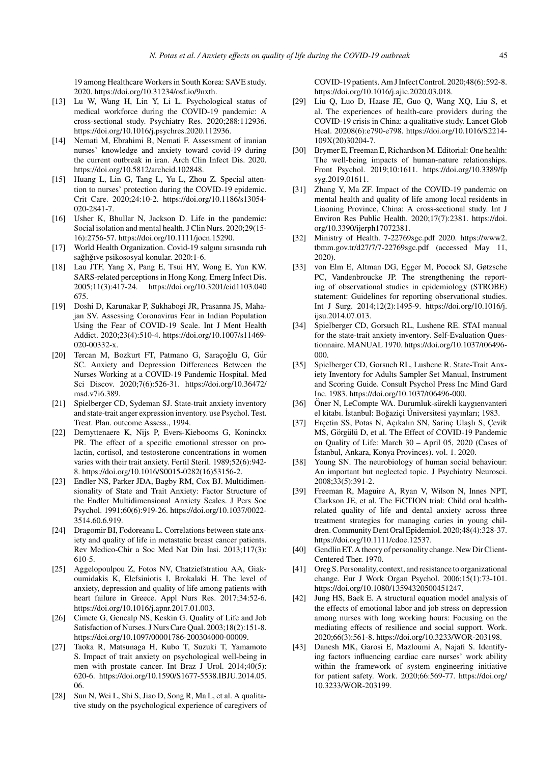19 among Healthcare Workers in South Korea: SAVE study. 2020. https://doi.org/10.31234/osf.io/9nxth.

[13] Lu W, Wang H, Lin Y, Li L. Psychological status of medical workforce during the COVID-19 pandemic: A cross-sectional study. Psychiatry Res. 2020;288:112936. https://doi.org/10.1016/j.psychres.2020.112936.

[14] Nemati M, Ebrahimi B, Nemati F. Assessment of iranian nurses' knowledge and anxiety toward covid-19 during the current outbreak in iran. Arch Clin Infect Dis. 2020. https://doi.org/10.5812/archcid.102848.

[15] Huang L, Lin G, Tang L, Yu L, Zhou Z. Special attention to nurses' protection during the COVID-19 epidemic. Crit Care. 2020;24:10-2. https://doi.org/10.1186/s13054-020-2841-7.

[16] Usher K, Bhullar N, Jackson D. Life in the pandemic: Social isolation and mental health. J Clin Nurs. 2020;29(15-16):2756-57. https://doi.org/10.1111/jocn.15290.

[17] World Health Organization. Covid-19 salgını sırasında ruh sağlığıve psikososyal konular. 2020:1-6.

[18] Lau JTF, Yang X, Pang E, Tsui HY, Wong E, Yun KW. SARS-related perceptions in Hong Kong. Emerg Infect Dis. 2005;11(3):417-24. https://doi.org/10.3201/eid1103.040675.

[19] Doshi D, Karunakar P, Sukhabogi JR, Prasanna JS, Mahajan SV. Assessing Coronavirus Fear in Indian Population Using the Fear of COVID-19 Scale. Int J Ment Health Addict. 2020;23(4):510-4. https://doi.org/10.1007/s11469-020-00332-x.

[20] Tercan M, Bozkurt FT, Patmano G, Saraçoğlu G, Gür SC. Anxiety and Depression Differences Between the Nurses Working at a COVID-19 Pandemic Hospital. Med Sci Discov. 2020;7(6):526-31. https://doi.org/10.36472/msd.v7i6.389.

[21] Spielberger CD, Sydeman SJ. State-trait anxiety inventory and state-trait anger expression inventory. use Psychol. Test. Treat. Plan. outcome Assess., 1994.

[22] Demyttenaere K, Nijs P, Evers-Kiebooms G, Koninckx PR. The effect of a specific emotional stressor on prolactin, cortisol, and testosterone concentrations in women varies with their trait anxiety. Fertil Steril. 1989;52(6):942-8. https://doi.org/10.1016/S0015-0282(16)53156-2.

[23] Endler NS, Parker JDA, Bagby RM, Cox BJ. Multidimensionality of State and Trait Anxiety: Factor Structure of the Endler Multidimensional Anxiety Scales. J Pers Soc Psychol. 1991;60(6):919-26. https://doi.org/10.1037/0022-3514.60.6.919.

[24] Dragomir BI, Fodoreanu L. Correlations between state anxiety and quality of life in metastatic breast cancer patients. Rev Medico-Chir a Soc Med Nat Din Iasi. 2013;117(3):610-5.

[25] Aggelopoulpou Z, Fotos NV, Chatziefstratiou AA, Giakoumidakis K, Elefsiniotis I, Brokalaki H. The level of anxiety, depression and quality of life among patients with heart failure in Greece. Appl Nurs Res. 2017;34:52-6. https://doi.org/10.1016/j.apnr.2017.01.003.

[26] Cimete G, Gencalp NS, Keskin G. Quality of Life and Job Satisfaction of Nurses. J Nurs Care Qual. 2003;18(2):151-8. https://doi.org/10.1097/00001786-200304000-00009.

[27] Taoka R, Matsunaga H, Kubo T, Suzuki T, Yamamoto S. Impact of trait anxiety on psychological well-being in men with prostate cancer. Int Braz J Urol. 2014;40(5):620-6. https://doi.org/10.1590/S1677-5538.IBJU.2014.05.06.

[28] Sun N, Wei L, Shi S, Jiao D, Song R, Ma L, et al. A qualitative study on the psychological experience of caregivers of COVID-19 patients. Am J Infect Control. 2020;48(6):592-8. https://doi.org/10.1016/j.ajic.2020.03.018.

[29] Liu Q, Luo D, Haase JE, Guo Q, Wang XQ, Liu S, et al. The experiences of health-care providers during the COVID-19 crisis in China: a qualitative study. Lancet Glob Heal. 20208(6):e790-e798. https://doi.org/10.1016/S2214-109X(20)30204-7.

[30] Brymer E, Freeman E, Richardson M. Editorial: One health: The well-being impacts of human-nature relationships. Front Psychol. 2019;10:1611. https://doi.org/10.3389/fpsyg.2019.01611.

[31] Zhang Y, Ma ZF. Impact of the COVID-19 pandemic on mental health and quality of life among local residents in Liaoning Province, China: A cross-sectional study. Int J Environ Res Public Health. 2020;17(7):2381. https://doi.org/10.3390/ijerph17072381.

[32] Ministry of Health. 7-22769sgc.pdf 2020. https://www2.tbmm.gov.tr/d27/7/7-22769sgc.pdf (accessed May 11, 2020).

[33] von Elm E, Altman DG, Egger M, Pocock SJ, Gøtzsche PC, Vandenbroucke JP. The strengthening the reporting of observational studies in epidemiology (STROBE) statement: Guidelines for reporting observational studies. Int J Surg. 2014;12(2):1495-9. https://doi.org/10.1016/j.ijsu.2014.07.013.

[34] Spielberger CD, Gorsuch RL, Lushene RE. STAI manual for the state-trait anxiety inventory. Self-Evaluation Questionnaire. MANUAL 1970. https://doi.org/10.1037/t06496-000.

[35] Spielberger CD, Gorsuch RL, Lushene R. State-Trait Anxiety Inventory for Adults Sampler Set Manual, Instrument and Scoring Guide. Consult Psychol Press Inc Mind Gard Inc. 1983. https://doi.org/10.1037/t06496-000.

[36] Öner N, LeCompte WA. Durumluk-sürekli kaygıenvanteri el kitabı. İstanbul: Boğaziçi Üniversitesi yayınları; 1983.

[37] Erçetin SS, Potas N, Açıkalın SN, Sarinç Ulaşlı S, Çevik MS, Görgülü D, et al. The Effect of COVID-19 Pandemic on Quality of Life: March 30 – April 05, 2020 (Cases of İstanbul, Ankara, Konya Provinces). vol. 1. 2020.

[38] Young SN. The neurobiology of human social behaviour: An important but neglected topic. J Psychiatry Neurosci. 2008;33(5):391-2.

[39] Freeman R, Maguire A, Ryan V, Wilson N, Innes NPT, Clarkson JE, et al. The FiCTION trial: Child oral health-related quality of life and dental anxiety across three treatment strategies for managing caries in young children. Community Dent Oral Epidemiol. 2020;48(4):328-37. https://doi.org/10.1111/cdoe.12537.

[40] Gendlin ET. A theory of personality change. New Dir Client-Centered Ther. 1970.

[41] Oreg S. Personality, context, and resistance to organizational change. Eur J Work Organ Psychol. 2006;15(1):73-101. https://doi.org/10.1080/13594320500451247.

[42] Jung HS, Baek E. A structural equation model analysis of the effects of emotional labor and job stress on depression among nurses with long working hours: Focusing on the mediating effects of resilience and social support. Work. 2020;66(3):561-8. https://doi.org/10.3233/WOR-203198.

[43] Danesh MK, Garosi E, Mazloumi A, Najafi S. Identifying factors influencing cardiac care nurses' work ability within the framework of system engineering initiative for patient safety. Work. 2020;66:569-77. https://doi.org/10.3233/WOR-203199.